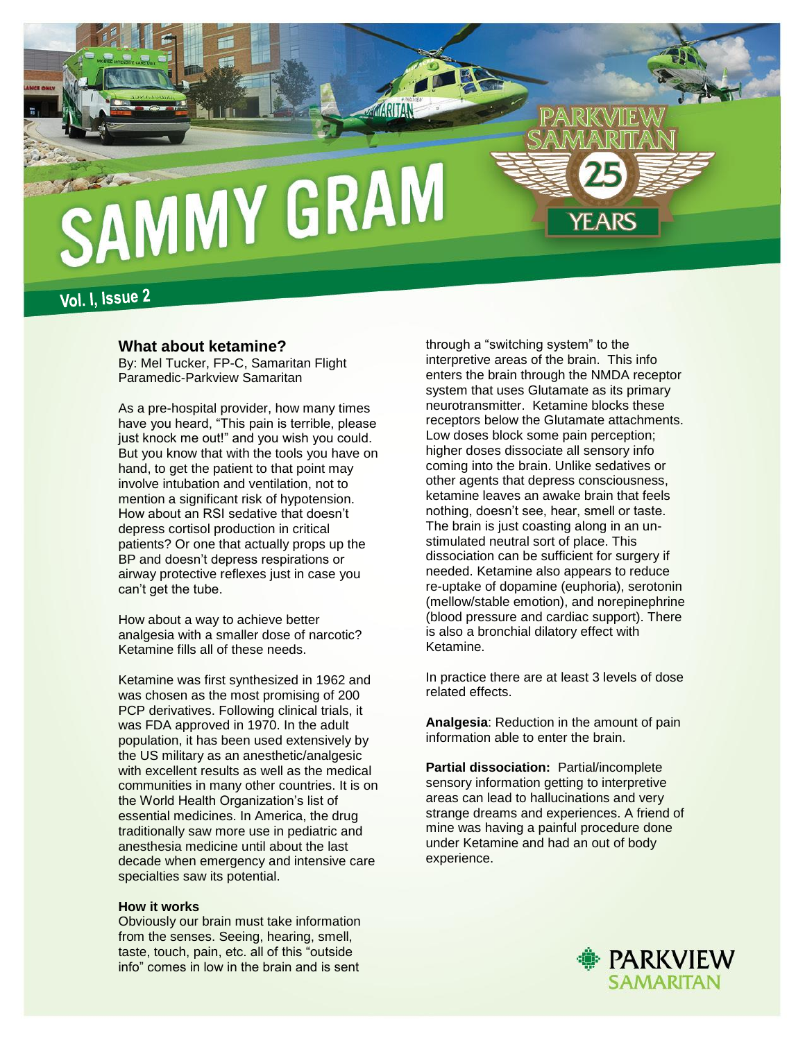# SAMMY GRAM

PARKVIEW SAMARITAN 25 YEARS

Vol. I, Issue 2

## What about ketamine?

By: Mel Tucker, FP-C, Samaritan Flight Paramedic-Parkview Samaritan

As a pre-hospital provider, how many times have you heard, "This pain is terrible, please just knock me out!" and you wish you could. But you know that with the tools you have on hand, to get the patient to that point may involve intubation and ventilation, not to mention a significant risk of hypotension. How about an RSI sedative that doesn't depress cortisol production in critical patients? Or one that actually props up the BP and doesn't depress respirations or airway protective reflexes just in case you can't get the tube.

How about a way to achieve better analgesia with a smaller dose of narcotic? Ketamine fills all of these needs.

Ketamine was first synthesized in 1962 and was chosen as the most promising of 200 PCP derivatives. Following clinical trials, it was FDA approved in 1970. In the adult population, it has been used extensively by the US military as an anesthetic/analgesic with excellent results as well as the medical communities in many other countries. It is on the World Health Organization's list of essential medicines. In America, the drug traditionally saw more use in pediatric and anesthesia medicine until about the last decade when emergency and intensive care specialties saw its potential.

### How it works

Obviously our brain must take information from the senses. Seeing, hearing, smell, taste, touch, pain, etc. all of this "outside info" comes in low in the brain and is sent through a "switching system" to the interpretive areas of the brain. This info enters the brain through the NMDA receptor system that uses Glutamate as its primary neurotransmitter. Ketamine blocks these receptors below the Glutamate attachments. Low doses block some pain perception; higher doses dissociate all sensory info coming into the brain. Unlike sedatives or other agents that depress consciousness, ketamine leaves an awake brain that feels nothing, doesn't see, hear, smell or taste. The brain is just coasting along in an un-stimulated neutral sort of place. This dissociation can be sufficient for surgery if needed. Ketamine also appears to reduce re-uptake of dopamine (euphoria), serotonin (mellow/stable emotion), and norepinephrine (blood pressure and cardiac support). There is also a bronchial dilatory effect with Ketamine.

In practice there are at least 3 levels of dose related effects.

**Analgesia**: Reduction in the amount of pain information able to enter the brain.

**Partial dissociation:** Partial/incomplete sensory information getting to interpretive areas can lead to hallucinations and very strange dreams and experiences. A friend of mine was having a painful procedure done under Ketamine and had an out of body experience.

PARKVIEW SAMARITAN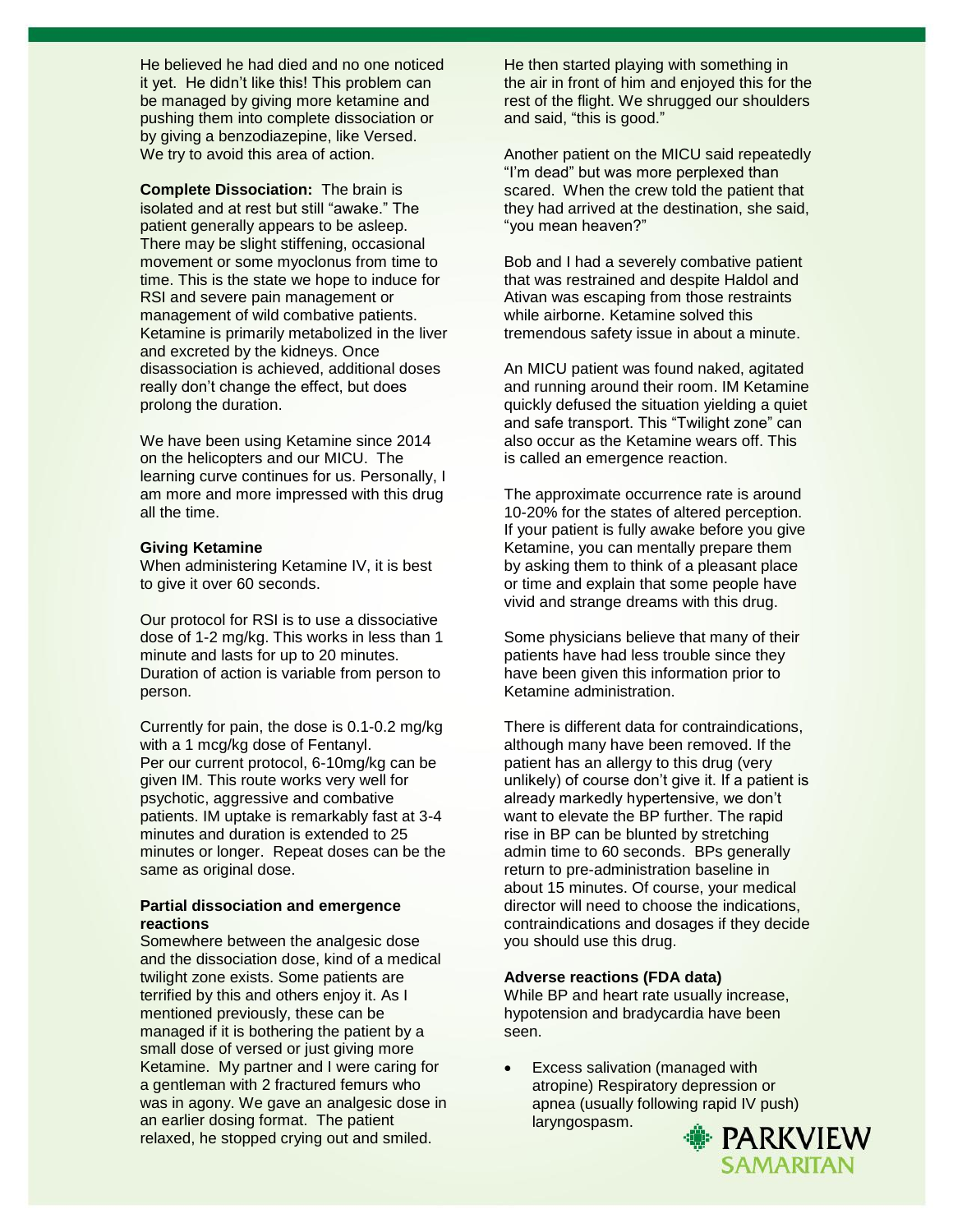He believed he had died and no one noticed it yet. He didn't like this! This problem can be managed by giving more ketamine and pushing them into complete dissociation or by giving a benzodiazepine, like Versed. We try to avoid this area of action.

**Complete Dissociation:** The brain is isolated and at rest but still "awake." The patient generally appears to be asleep. There may be slight stiffening, occasional movement or some myoclonus from time to time. This is the state we hope to induce for RSI and severe pain management or management of wild combative patients. Ketamine is primarily metabolized in the liver and excreted by the kidneys. Once disassociation is achieved, additional doses really don't change the effect, but does prolong the duration.

We have been using Ketamine since 2014 on the helicopters and our MICU. The learning curve continues for us. Personally, I am more and more impressed with this drug all the time.

**Giving Ketamine**

When administering Ketamine IV, it is best to give it over 60 seconds.

Our protocol for RSI is to use a dissociative dose of 1-2 mg/kg. This works in less than 1 minute and lasts for up to 20 minutes. Duration of action is variable from person to person.

Currently for pain, the dose is 0.1-0.2 mg/kg with a 1 mcg/kg dose of Fentanyl. Per our current protocol, 6-10mg/kg can be given IM. This route works very well for psychotic, aggressive and combative patients. IM uptake is remarkably fast at 3-4 minutes and duration is extended to 25 minutes or longer. Repeat doses can be the same as original dose.

**Partial dissociation and emergence reactions**

Somewhere between the analgesic dose and the dissociation dose, kind of a medical twilight zone exists. Some patients are terrified by this and others enjoy it. As I mentioned previously, these can be managed if it is bothering the patient by a small dose of versed or just giving more Ketamine. My partner and I were caring for a gentleman with 2 fractured femurs who was in agony. We gave an analgesic dose in an earlier dosing format. The patient relaxed, he stopped crying out and smiled. He then started playing with something in the air in front of him and enjoyed this for the rest of the flight. We shrugged our shoulders and said, "this is good."

Another patient on the MICU said repeatedly "I'm dead" but was more perplexed than scared. When the crew told the patient that they had arrived at the destination, she said, "you mean heaven?"

Bob and I had a severely combative patient that was restrained and despite Haldol and Ativan was escaping from those restraints while airborne. Ketamine solved this tremendous safety issue in about a minute.

An MICU patient was found naked, agitated and running around their room. IM Ketamine quickly defused the situation yielding a quiet and safe transport. This "Twilight zone" can also occur as the Ketamine wears off. This is called an emergence reaction.

The approximate occurrence rate is around 10-20% for the states of altered perception. If your patient is fully awake before you give Ketamine, you can mentally prepare them by asking them to think of a pleasant place or time and explain that some people have vivid and strange dreams with this drug.

Some physicians believe that many of their patients have had less trouble since they have been given this information prior to Ketamine administration.

There is different data for contraindications, although many have been removed. If the patient has an allergy to this drug (very unlikely) of course don't give it. If a patient is already markedly hypertensive, we don't want to elevate the BP further. The rapid rise in BP can be blunted by stretching admin time to 60 seconds. BPs generally return to pre-administration baseline in about 15 minutes. Of course, your medical director will need to choose the indications, contraindications and dosages if they decide you should use this drug.

**Adverse reactions (FDA data)**

While BP and heart rate usually increase, hypotension and bradycardia have been seen.

- Excess salivation (managed with atropine) Respiratory depression or apnea (usually following rapid IV push) laryngospasm.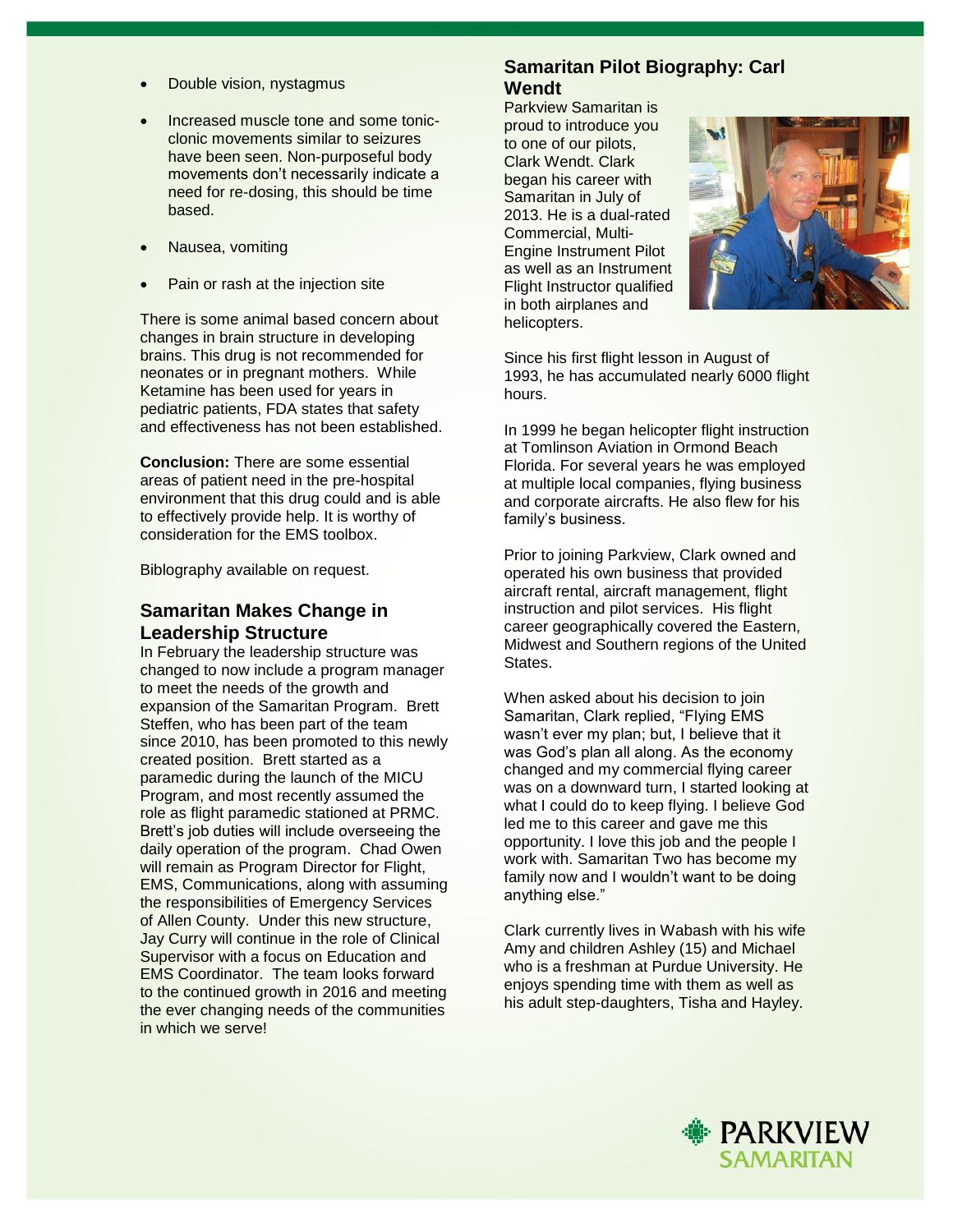- Double vision, nystagmus
- Increased muscle tone and some tonic-clonic movements similar to seizures have been seen. Non-purposeful body movements don't necessarily indicate a need for re-dosing, this should be time based.
- Nausea, vomiting
- Pain or rash at the injection site

There is some animal based concern about changes in brain structure in developing brains. This drug is not recommended for neonates or in pregnant mothers. While Ketamine has been used for years in pediatric patients, FDA states that safety and effectiveness has not been established.

**Conclusion:** There are some essential areas of patient need in the pre-hospital environment that this drug could and is able to effectively provide help. It is worthy of consideration for the EMS toolbox.

Biblography available on request.

## Samaritan Makes Change in Leadership Structure

In February the leadership structure was changed to now include a program manager to meet the needs of the growth and expansion of the Samaritan Program. Brett Steffen, who has been part of the team since 2010, has been promoted to this newly created position. Brett started as a paramedic during the launch of the MICU Program, and most recently assumed the role as flight paramedic stationed at PRMC. Brett's job duties will include overseeing the daily operation of the program. Chad Owen will remain as Program Director for Flight, EMS, Communications, along with assuming the responsibilities of Emergency Services of Allen County. Under this new structure, Jay Curry will continue in the role of Clinical Supervisor with a focus on Education and EMS Coordinator. The team looks forward to the continued growth in 2016 and meeting the ever changing needs of the communities in which we serve!

## Samaritan Pilot Biography: Carl Wendt

Parkview Samaritan is proud to introduce you to one of our pilots, Clark Wendt. Clark began his career with Samaritan in July of 2013. He is a dual-rated Commercial, Multi-Engine Instrument Pilot as well as an Instrument Flight Instructor qualified in both airplanes and helicopters.

Since his first flight lesson in August of 1993, he has accumulated nearly 6000 flight hours.

In 1999 he began helicopter flight instruction at Tomlinson Aviation in Ormond Beach Florida. For several years he was employed at multiple local companies, flying business and corporate aircrafts. He also flew for his family's business.

Prior to joining Parkview, Clark owned and operated his own business that provided aircraft rental, aircraft management, flight instruction and pilot services. His flight career geographically covered the Eastern, Midwest and Southern regions of the United States.

When asked about his decision to join Samaritan, Clark replied, "Flying EMS wasn't ever my plan; but, I believe that it was God's plan all along. As the economy changed and my commercial flying career was on a downward turn, I started looking at what I could do to keep flying. I believe God led me to this career and gave me this opportunity. I love this job and the people I work with. Samaritan Two has become my family now and I wouldn't want to be doing anything else."

Clark currently lives in Wabash with his wife Amy and children Ashley (15) and Michael who is a freshman at Purdue University. He enjoys spending time with them as well as his adult step-daughters, Tisha and Hayley.